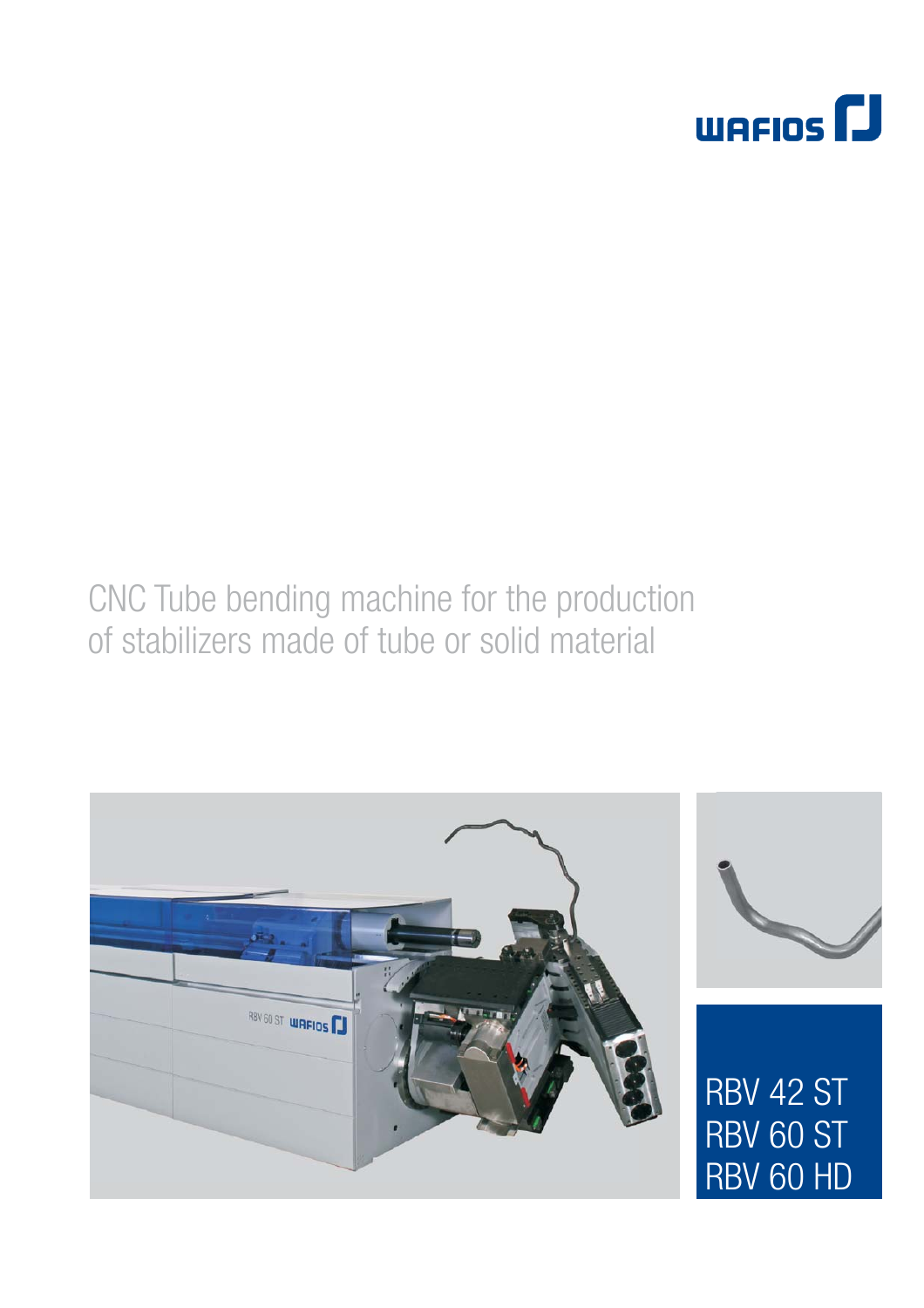WAFIOS

# CNC Tube bending machine for the production of stabilizers made of tube or solid material

RBV 42 ST
RBV 60 ST
RBV 60 HD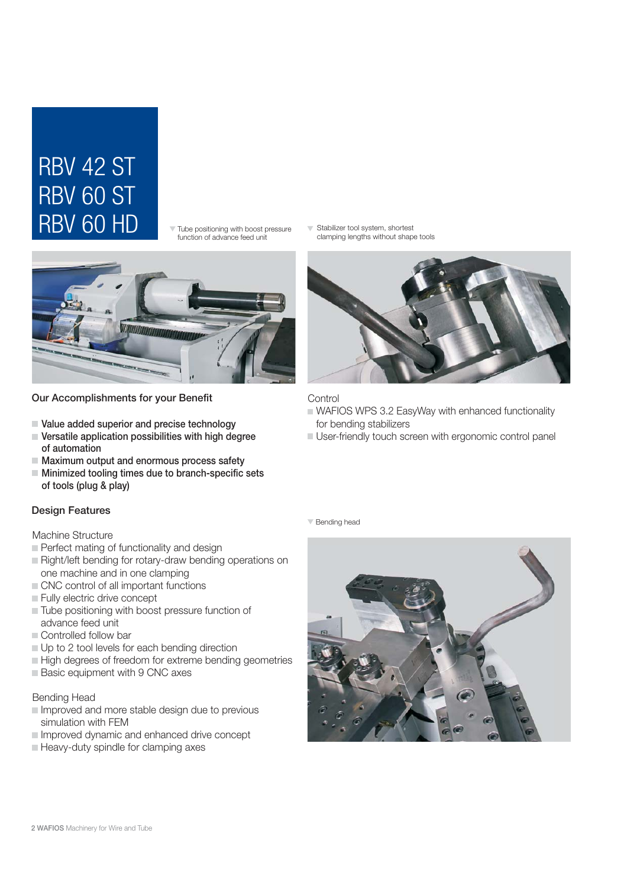# RBV 42 ST
# RBV 60 ST
# RBV 60 HD

▼ Tube positioning with boost pressure function of advance feed unit

▼ Stabilizer tool system, shortest clamping lengths without shape tools

## Our Accomplishments for your Benefit

- **Value added superior and precise technology**
- **Versatile application possibilities with high degree of automation**
- **Maximum output and enormous process safety**
- **Minimized tooling times due to branch-specific sets of tools (plug & play)**

## Design Features

Machine Structure

- Perfect mating of functionality and design
- Right/left bending for rotary-draw bending operations on one machine and in one clamping
- CNC control of all important functions
- Fully electric drive concept
- Tube positioning with boost pressure function of advance feed unit
- Controlled follow bar
- Up to 2 tool levels for each bending direction
- High degrees of freedom for extreme bending geometries
- Basic equipment with 9 CNC axes

Bending Head

- Improved and more stable design due to previous simulation with FEM
- Improved dynamic and enhanced drive concept
- Heavy-duty spindle for clamping axes

Control

- WAFIOS WPS 3.2 EasyWay with enhanced functionality for bending stabilizers
- User-friendly touch screen with ergonomic control panel

▼ Bending head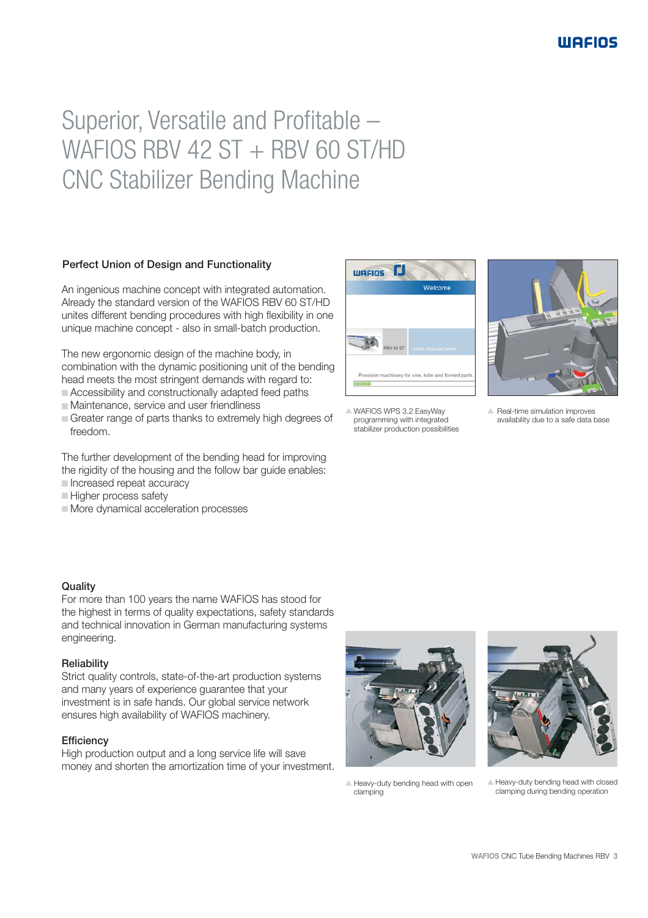# Superior, Versatile and Profitable – WAFIOS RBV 42 ST + RBV 60 ST/HD CNC Stabilizer Bending Machine

### Perfect Union of Design and Functionality

An ingenious machine concept with integrated automation. Already the standard version of the WAFIOS RBV 60 ST/HD unites different bending procedures with high flexibility in one unique machine concept - also in small-batch production.

The new ergonomic design of the machine body, in combination with the dynamic positioning unit of the bending head meets the most stringent demands with regard to:

- Accessibility and constructionally adapted feed paths
- Maintenance, service and user friendliness
- Greater range of parts thanks to extremely high degrees of freedom.

The further development of the bending head for improving the rigidity of the housing and the follow bar guide enables:

- Increased repeat accuracy
- Higher process safety
- More dynamical acceleration processes

WAFIOS WPS 3.2 EasyWay programming with integrated stabilizer production possibilities

Real-time simulation improves availability due to a safe data base

### Quality

For more than 100 years the name WAFIOS has stood for the highest in terms of quality expectations, safety standards and technical innovation in German manufacturing systems engineering.

### Reliability

Strict quality controls, state-of-the-art production systems and many years of experience guarantee that your investment is in safe hands. Our global service network ensures high availability of WAFIOS machinery.

### Efficiency

High production output and a long service life will save money and shorten the amortization time of your investment.

Heavy-duty bending head with open clamping

Heavy-duty bending head with closed clamping during bending operation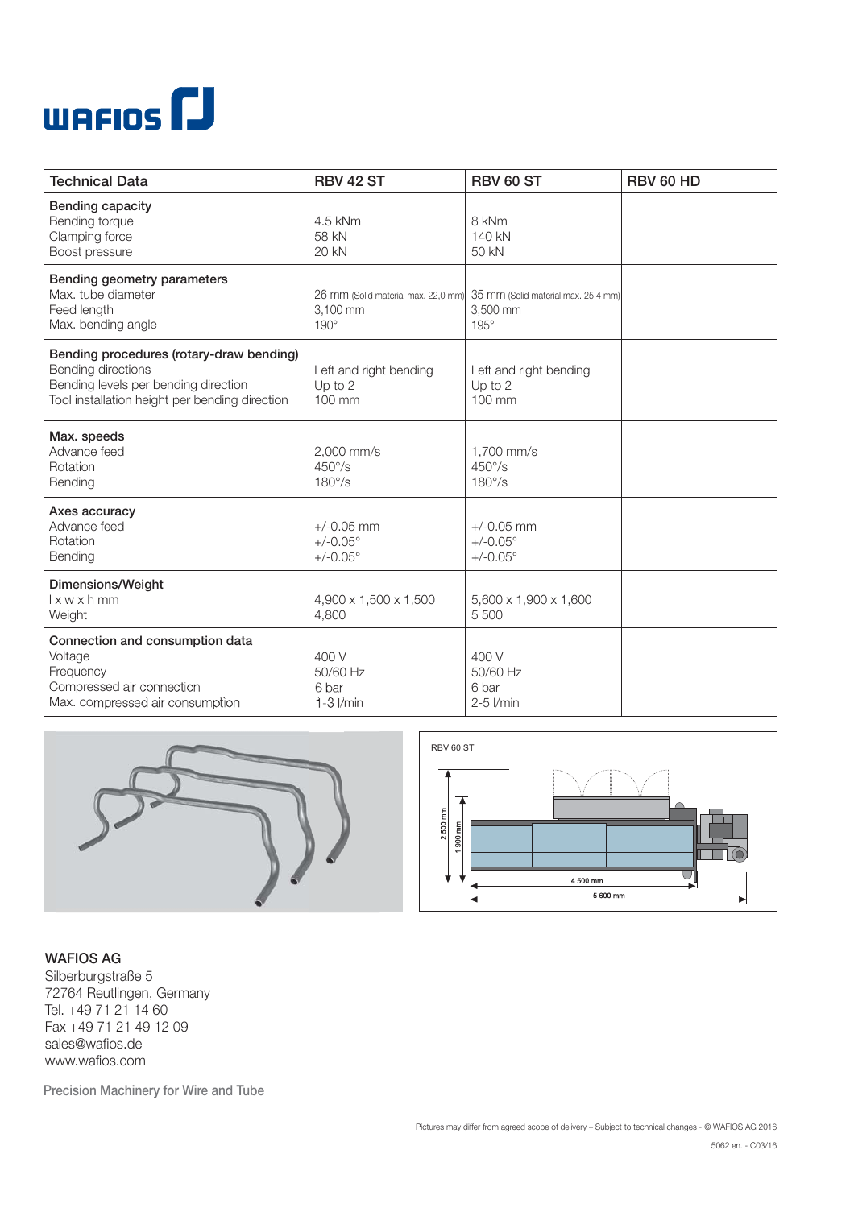| Technical Data | RBV 42 ST | RBV 60 ST | RBV 60 HD |
|---|---|---|---|
| **Bending capacity** | | | |
| Bending torque | 4.5 kNm | 8 kNm | |
| Clamping force | 58 kN | 140 kN | |
| Boost pressure | 20 kN | 50 kN | |
| **Bending geometry parameters** | | | |
| Max. tube diameter | 26 mm (Solid material max. 22,0 mm) | 35 mm (Solid material max. 25,4 mm) | |
| Feed length | 3,100 mm | 3,500 mm | |
| Max. bending angle | 190° | 195° | |
| **Bending procedures (rotary-draw bending)** | | | |
| Bending directions | Left and right bending | Left and right bending | |
| Bending levels per bending direction | Up to 2 | Up to 2 | |
| Tool installation height per bending direction | 100 mm | 100 mm | |
| **Max. speeds** | | | |
| Advance feed | 2,000 mm/s | 1,700 mm/s | |
| Rotation | 450°/s | 450°/s | |
| Bending | 180°/s | 180°/s | |
| **Axes accuracy** | | | |
| Advance feed | +/-0.05 mm | +/-0.05 mm | |
| Rotation | +/-0.05° | +/-0.05° | |
| Bending | +/-0.05° | +/-0.05° | |
| **Dimensions/Weight** | | | |
| l x w x h mm | 4,900 x 1,500 x 1,500 | 5,600 x 1,900 x 1,600 | |
| Weight | 4,800 | 5 500 | |
| **Connection and consumption data** | | | |
| Voltage | 400 V | 400 V | |
| Frequency | 50/60 Hz | 50/60 Hz | |
| Compressed air connection | 6 bar | 6 bar | |
| Max. compressed air consumption | 1-3 l/min | 2-5 l/min | |

RBV 60 ST

2 500 mm

1 900 mm

4 500 mm

5 600 mm

**WAFIOS AG**
Silberburgstraße 5
72764 Reutlingen, Germany
Tel. +49 71 21 14 60
Fax +49 71 21 49 12 09
sales@wafios.de
www.wafios.com

Precision Machinery for Wire and Tube

Pictures may differ from agreed scope of delivery – Subject to technical changes - © WAFIOS AG 2016

5062 en. - C03/16